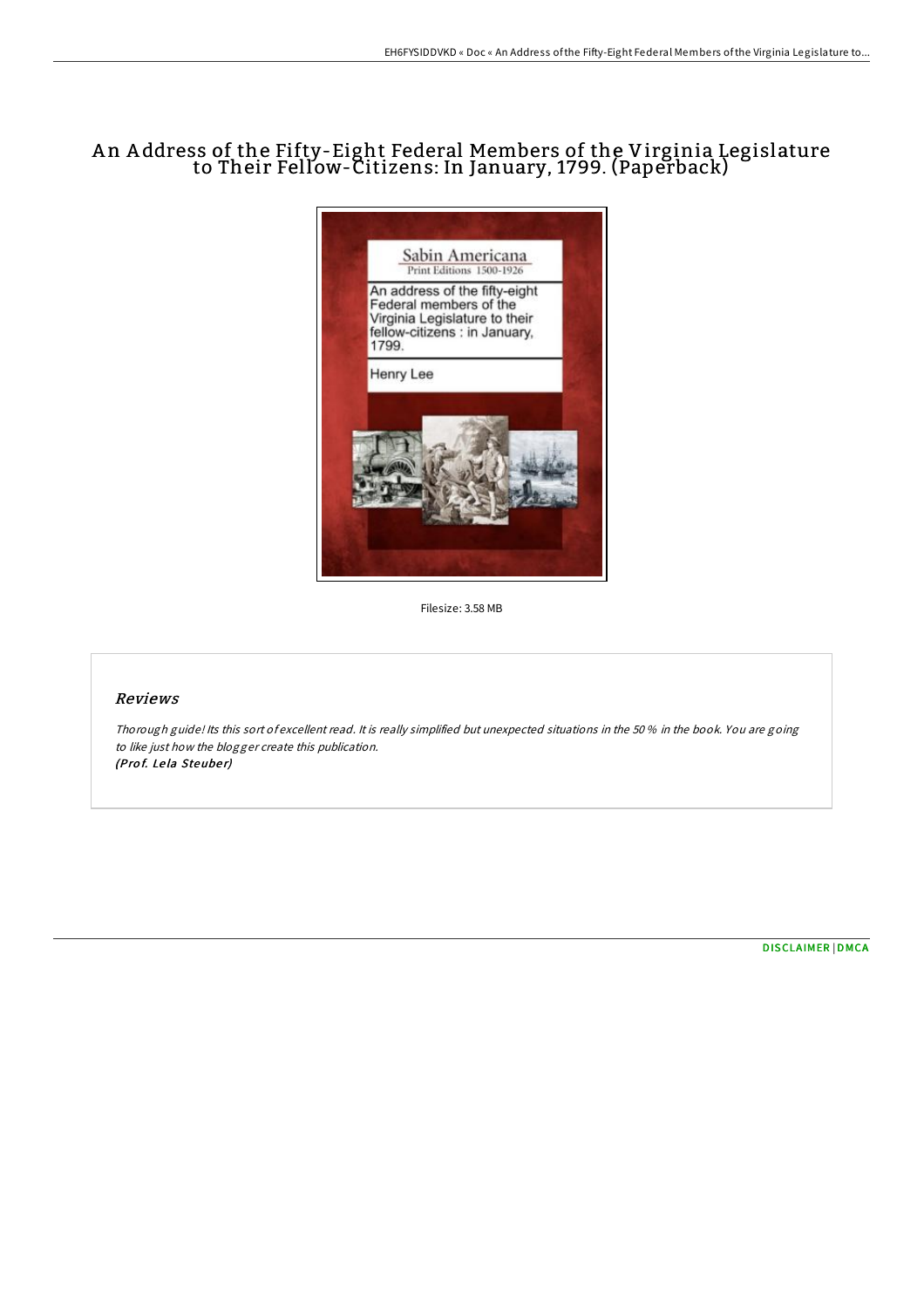# An Address of the Fifty-Eight Federal Members of the Virginia Legislature to Their Fellow-Citizens: In January, 1799. (Paperback)

Filesize: 3.58 MB

## Reviews

*Thorough guide! Its this sort of excellent read. It is really simplified but unexpected situations in the 50 % in the book. You are going to like just how the blogger create this publication.*
***(Prof. Lela Steuber)***

DISCLAIMER | DMCA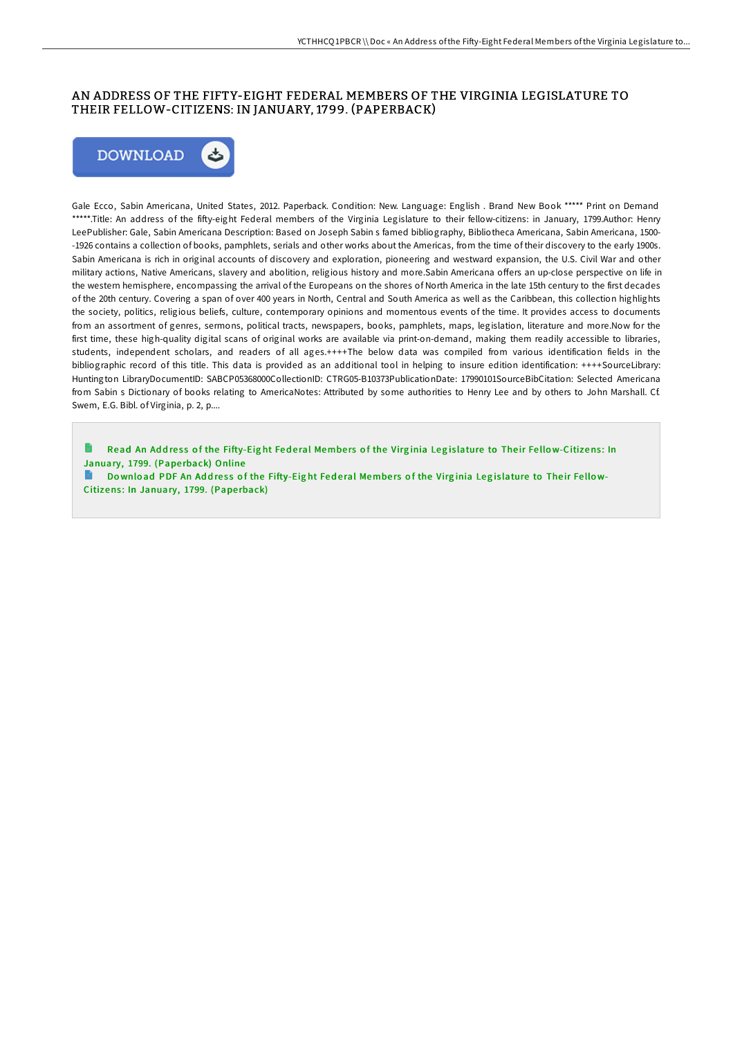# AN ADDRESS OF THE FIFTY-EIGHT FEDERAL MEMBERS OF THE VIRGINIA LEGISLATURE TO THEIR FELLOW-CITIZENS: IN JANUARY, 1799. (PAPERBACK)

Gale Ecco, Sabin Americana, United States, 2012. Paperback. Condition: New. Language: English . Brand New Book ***** Print on Demand *****.Title: An address of the fifty-eight Federal members of the Virginia Legislature to their fellow-citizens: in January, 1799.Author: Henry LeePublisher: Gale, Sabin Americana Description: Based on Joseph Sabin s famed bibliography, Bibliotheca Americana, Sabin Americana, 1500--1926 contains a collection of books, pamphlets, serials and other works about the Americas, from the time of their discovery to the early 1900s. Sabin Americana is rich in original accounts of discovery and exploration, pioneering and westward expansion, the U.S. Civil War and other military actions, Native Americans, slavery and abolition, religious history and more.Sabin Americana offers an up-close perspective on life in the western hemisphere, encompassing the arrival of the Europeans on the shores of North America in the late 15th century to the first decades of the 20th century. Covering a span of over 400 years in North, Central and South America as well as the Caribbean, this collection highlights the society, politics, religious beliefs, culture, contemporary opinions and momentous events of the time. It provides access to documents from an assortment of genres, sermons, political tracts, newspapers, books, pamphlets, maps, legislation, literature and more.Now for the first time, these high-quality digital scans of original works are available via print-on-demand, making them readily accessible to libraries, students, independent scholars, and readers of all ages.++++The below data was compiled from various identification fields in the bibliographic record of this title. This data is provided as an additional tool in helping to insure edition identification: ++++SourceLibrary: Huntington LibraryDocumentID: SABCP05368000CollectionID: CTRG05-B10373PublicationDate: 17990101SourceBibCitation: Selected Americana from Sabin s Dictionary of books relating to AmericaNotes: Attributed by some authorities to Henry Lee and by others to John Marshall. Cf. Swem, E.G. Bibl. of Virginia, p. 2, p....

Read An Address of the Fifty-Eight Federal Members of the Virginia Legislature to Their Fellow-Citizens: In January, 1799. (Paperback) Online

Download PDF An Address of the Fifty-Eight Federal Members of the Virginia Legislature to Their Fellow-Citizens: In January, 1799. (Paperback)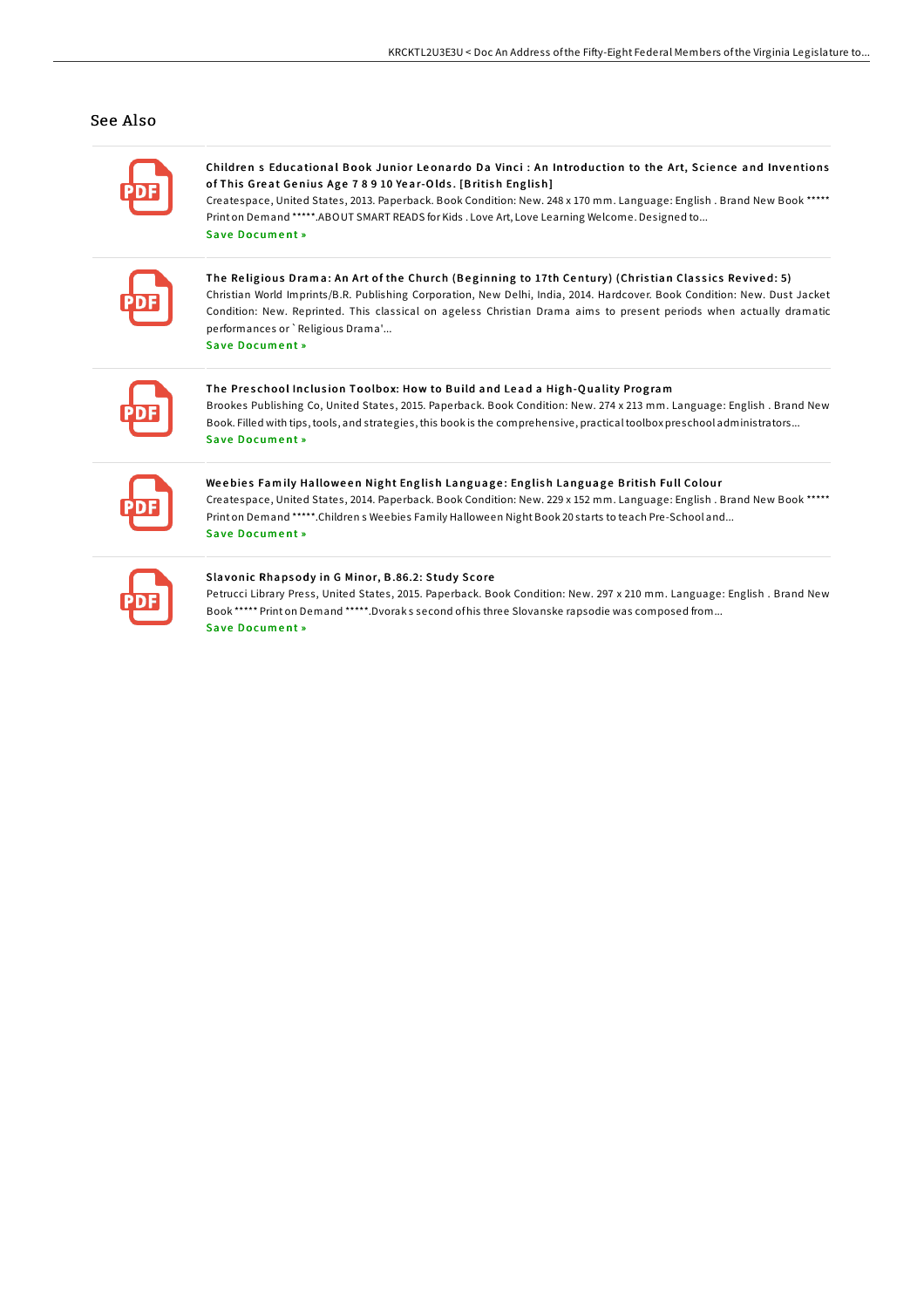## See Also

**Children s Educational Book Junior Leonardo Da Vinci : An Introduction to the Art, Science and Inventions of This Great Genius Age 7 8 9 10 Year-Olds. [British English]**
Createspace, United States, 2013. Paperback. Book Condition: New. 248 x 170 mm. Language: English . Brand New Book ***** Print on Demand *****.ABOUT SMART READS for Kids . Love Art, Love Learning Welcome. Designed to...
Save Document »

**The Religious Drama: An Art of the Church (Beginning to 17th Century) (Christian Classics Revived: 5)**
Christian World Imprints/B.R. Publishing Corporation, New Delhi, India, 2014. Hardcover. Book Condition: New. Dust Jacket Condition: New. Reprinted. This classical on ageless Christian Drama aims to present periods when actually dramatic performances or `Religious Drama'...
Save Document »

**The Preschool Inclusion Toolbox: How to Build and Lead a High-Quality Program**
Brookes Publishing Co, United States, 2015. Paperback. Book Condition: New. 274 x 213 mm. Language: English . Brand New Book. Filled with tips, tools, and strategies, this book is the comprehensive, practical toolbox preschool administrators...
Save Document »

**Weebies Family Halloween Night English Language: English Language British Full Colour**
Createspace, United States, 2014. Paperback. Book Condition: New. 229 x 152 mm. Language: English . Brand New Book ***** Print on Demand *****.Children s Weebies Family Halloween Night Book 20 starts to teach Pre-School and...
Save Document »

**Slavonic Rhapsody in G Minor, B.86.2: Study Score**
Petrucci Library Press, United States, 2015. Paperback. Book Condition: New. 297 x 210 mm. Language: English . Brand New Book ***** Print on Demand *****.Dvorak s second of his three Slovanske rapsodie was composed from...
Save Document »